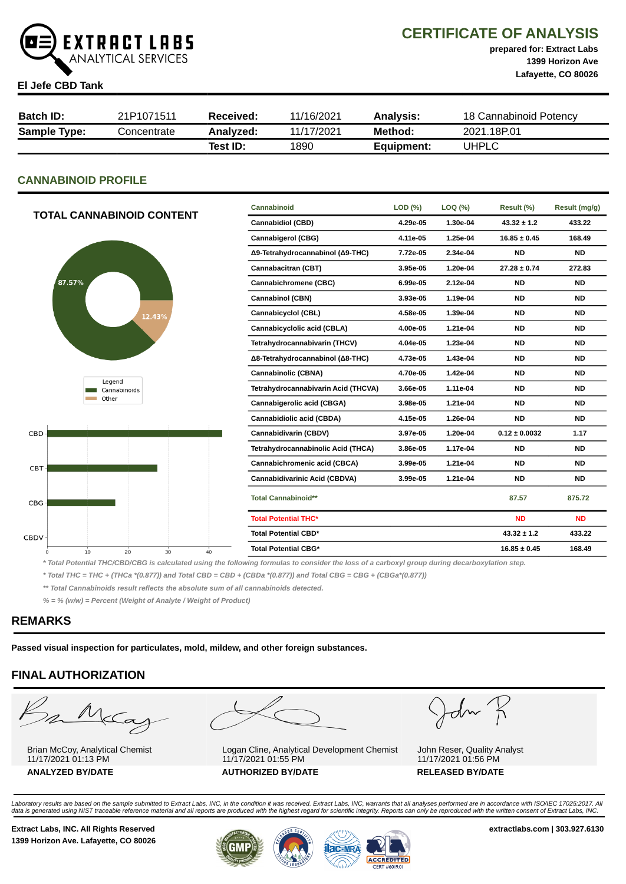# CERTIFICATE OF ANALYSIS

**prepared for: Extract Labs**
**1399 Horizon Ave**
**Lafayette, CO 80026**

**El Jefe CBD Tank**

| **Batch ID:** | 21P1071511 | **Received:** | 11/16/2021 | **Analysis:** | 18 Cannabinoid Potency |
|---|---|---|---|---|---|
| **Sample Type:** | Concentrate | **Analyzed:** | 11/17/2021 | **Method:** | 2021.18P.01 |
| | | **Test ID:** | 1890 | **Equipment:** | UHPLC |

## CANNABINOID PROFILE

### TOTAL CANNABINOID CONTENT

87.57%
12.43%

Legend
Cannabinoids
Other

| Cannabinoid | LOD (%) | LOQ (%) | Result (%) | Result (mg/g) |
|---|---|---|---|---|
| Cannabidiol (CBD) | 4.29e-05 | 1.30e-04 | 43.32 ± 1.2 | 433.22 |
| Cannabigerol (CBG) | 4.11e-05 | 1.25e-04 | 16.85 ± 0.45 | 168.49 |
| Δ9-Tetrahydrocannabinol (Δ9-THC) | 7.72e-05 | 2.34e-04 | ND | ND |
| Cannabacitran (CBT) | 3.95e-05 | 1.20e-04 | 27.28 ± 0.74 | 272.83 |
| Cannabichromene (CBC) | 6.99e-05 | 2.12e-04 | ND | ND |
| Cannabinol (CBN) | 3.93e-05 | 1.19e-04 | ND | ND |
| Cannabicyclol (CBL) | 4.58e-05 | 1.39e-04 | ND | ND |
| Cannabicyclolic acid (CBLA) | 4.00e-05 | 1.21e-04 | ND | ND |
| Tetrahydrocannabivarin (THCV) | 4.04e-05 | 1.23e-04 | ND | ND |
| Δ8-Tetrahydrocannabinol (Δ8-THC) | 4.73e-05 | 1.43e-04 | ND | ND |
| Cannabinolic (CBNA) | 4.70e-05 | 1.42e-04 | ND | ND |
| Tetrahydrocannabivarin Acid (THCVA) | 3.66e-05 | 1.11e-04 | ND | ND |
| Cannabigerolic acid (CBGA) | 3.98e-05 | 1.21e-04 | ND | ND |
| Cannabidiolic acid (CBDA) | 4.15e-05 | 1.26e-04 | ND | ND |
| Cannabidivarin (CBDV) | 3.97e-05 | 1.20e-04 | 0.12 ± 0.0032 | 1.17 |
| Tetrahydrocannabinolic Acid (THCA) | 3.86e-05 | 1.17e-04 | ND | ND |
| Cannabichromenic acid (CBCA) | 3.99e-05 | 1.21e-04 | ND | ND |
| Cannabidivarinic Acid (CBDVA) | 3.99e-05 | 1.21e-04 | ND | ND |
| Total Cannabinoid** | | | 87.57 | 875.72 |
| Total Potential THC* | | | ND | ND |
| Total Potential CBD* | | | 43.32 ± 1.2 | 433.22 |
| Total Potential CBG* | | | 16.85 ± 0.45 | 168.49 |

CBD
CBT
CBG
CBDV
0 10 20 30 40

*\* Total Potential THC/CBD/CBG is calculated using the following formulas to consider the loss of a carboxyl group during decarboxylation step.*

*\* Total THC = THC + (THCa \*(0.877)) and Total CBD = CBD + (CBDa \*(0.877)) and Total CBG = CBG + (CBGa\*(0.877))*

*\*\* Total Cannabinoids result reflects the absolute sum of all cannabinoids detected.*

*% = % (w/w) = Percent (Weight of Analyte / Weight of Product)*

## REMARKS

**Passed visual inspection for particulates, mold, mildew, and other foreign substances.**

## FINAL AUTHORIZATION

| Brian McCoy, Analytical Chemist<br>11/17/2021 01:13 PM<br>**ANALYZED BY/DATE** | Logan Cline, Analytical Development Chemist<br>11/17/2021 01:55 PM<br>**AUTHORIZED BY/DATE** | John Reser, Quality Analyst<br>11/17/2021 01:56 PM<br>**RELEASED BY/DATE** |
|---|---|---|

*Laboratory results are based on the sample submitted to Extract Labs, INC, in the condition it was received. Extract Labs, INC, warrants that all analyses performed are in accordance with ISO/IEC 17025:2017. All data is generated using NIST traceable reference material and all reports are produced with the highest regard for scientific integrity. Reports can only be reproduced with the written consent of Extract Labs, INC.*

**Extract Labs, INC. All Rights Reserved**
**1399 Horizon Ave. Lafayette, CO 80026**

**extractlabs.com | 303.927.6130**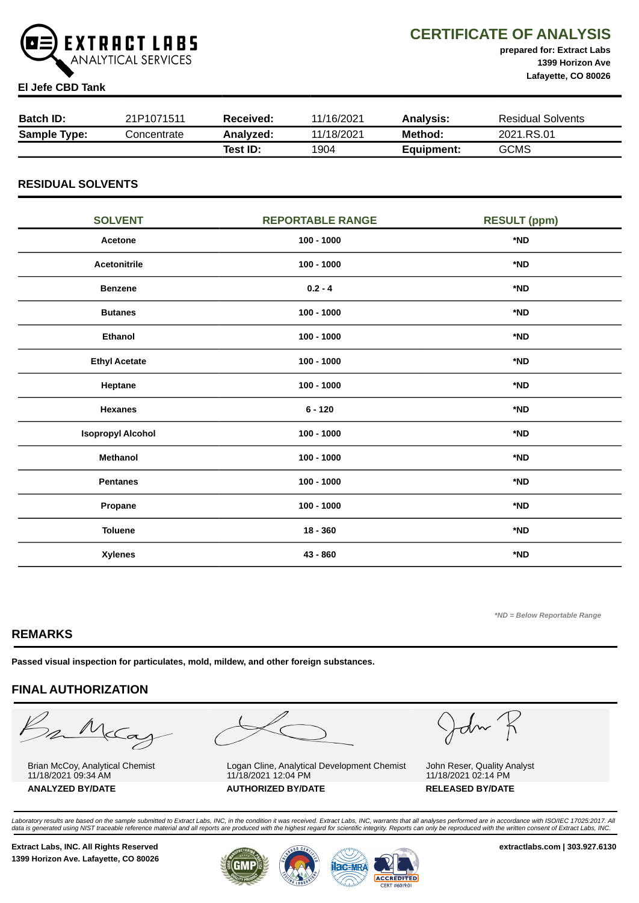# CERTIFICATE OF ANALYSIS

**EXTRACT LABS** ANALYTICAL SERVICES

**prepared for: Extract Labs**
**1399 Horizon Ave**
**Lafayette, CO 80026**

**El Jefe CBD Tank**

| **Batch ID:** | 21P1071511 | **Received:** | 11/16/2021 | **Analysis:** | Residual Solvents |
|---|---|---|---|---|---|
| **Sample Type:** | Concentrate | **Analyzed:** | 11/18/2021 | **Method:** | 2021.RS.01 |
| | | **Test ID:** | 1904 | **Equipment:** | GCMS |

## RESIDUAL SOLVENTS

| SOLVENT | REPORTABLE RANGE | RESULT (ppm) |
|---|---|---|
| **Acetone** | **100 - 1000** | ***ND** |
| **Acetonitrile** | **100 - 1000** | ***ND** |
| **Benzene** | **0.2 - 4** | ***ND** |
| **Butanes** | **100 - 1000** | ***ND** |
| **Ethanol** | **100 - 1000** | ***ND** |
| **Ethyl Acetate** | **100 - 1000** | ***ND** |
| **Heptane** | **100 - 1000** | ***ND** |
| **Hexanes** | **6 - 120** | ***ND** |
| **Isopropyl Alcohol** | **100 - 1000** | ***ND** |
| **Methanol** | **100 - 1000** | ***ND** |
| **Pentanes** | **100 - 1000** | ***ND** |
| **Propane** | **100 - 1000** | ***ND** |
| **Toluene** | **18 - 360** | ***ND** |
| **Xylenes** | **43 - 860** | ***ND** |

*\*ND = Below Reportable Range*

## REMARKS

**Passed visual inspection for particulates, mold, mildew, and other foreign substances.**

## FINAL AUTHORIZATION

| Brian McCoy, Analytical Chemist<br>11/18/2021 09:34 AM | Logan Cline, Analytical Development Chemist<br>11/18/2021 12:04 PM | John Reser, Quality Analyst<br>11/18/2021 02:14 PM |
|---|---|---|
| **ANALYZED BY/DATE** | **AUTHORIZED BY/DATE** | **RELEASED BY/DATE** |

*Laboratory results are based on the sample submitted to Extract Labs, INC, in the condition it was received. Extract Labs, INC, warrants that all analyses performed are in accordance with ISO/IEC 17025:2017. All data is generated using NIST traceable reference material and all reports are produced with the highest regard for scientific integrity. Reports can only be reproduced with the written consent of Extract Labs, INC.*

**Extract Labs, INC. All Rights Reserved**
**1399 Horizon Ave. Lafayette, CO 80026**

**extractlabs.com | 303.927.6130**

ACCREDITED CERT #6019.01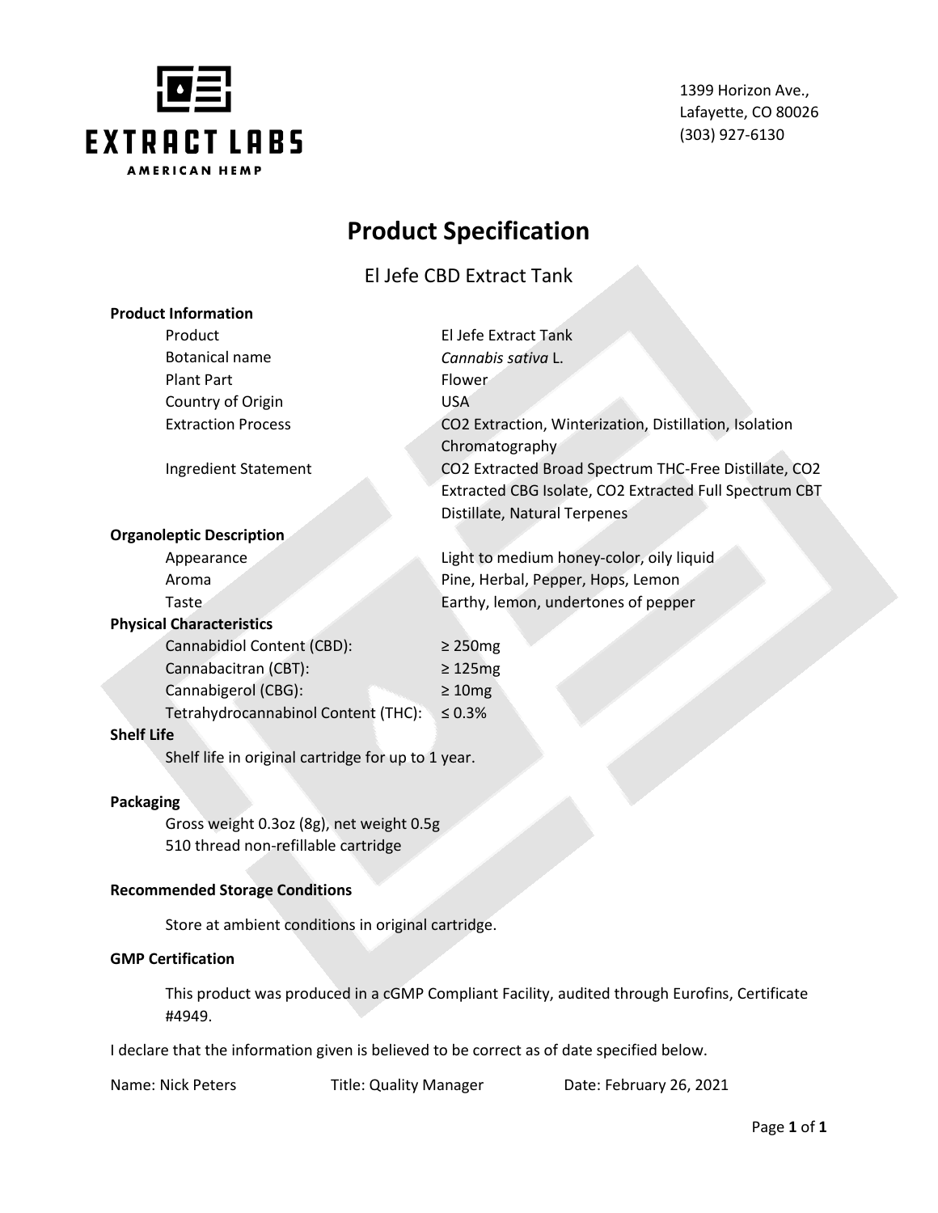EXTRACT LABS
AMERICAN HEMP

1399 Horizon Ave.,
Lafayette, CO 80026
(303) 927-6130

# Product Specification

## El Jefe CBD Extract Tank

**Product Information**

| | |
|---|---|
| Product | El Jefe Extract Tank |
| Botanical name | *Cannabis sativa* L. |
| Plant Part | Flower |
| Country of Origin | USA |
| Extraction Process | $CO_2$ Extraction, Winterization, Distillation, Isolation Chromatography |
| Ingredient Statement | $CO_2$ Extracted Broad Spectrum THC-Free Distillate, $CO_2$ Extracted CBG Isolate, $CO_2$ Extracted Full Spectrum CBT Distillate, Natural Terpenes |

**Organoleptic Description**

| | |
|---|---|
| Appearance | Light to medium honey-color, oily liquid |
| Aroma | Pine, Herbal, Pepper, Hops, Lemon |
| Taste | Earthy, lemon, undertones of pepper |

**Physical Characteristics**

| | |
|---|---|
| Cannabidiol Content (CBD): | ≥ 250mg |
| Cannabacitran (CBT): | ≥ 125mg |
| Cannabigerol (CBG): | ≥ 10mg |
| Tetrahydrocannabinol Content (THC): | ≤ 0.3% |

**Shelf Life**

Shelf life in original cartridge for up to 1 year.

**Packaging**

Gross weight 0.3oz (8g), net weight 0.5g
510 thread non-refillable cartridge

**Recommended Storage Conditions**

Store at ambient conditions in original cartridge.

**GMP Certification**

This product was produced in a cGMP Compliant Facility, audited through Eurofins, Certificate #4949.

I declare that the information given is believed to be correct as of date specified below.

Name: Nick Peters    Title: Quality Manager    Date: February 26, 2021